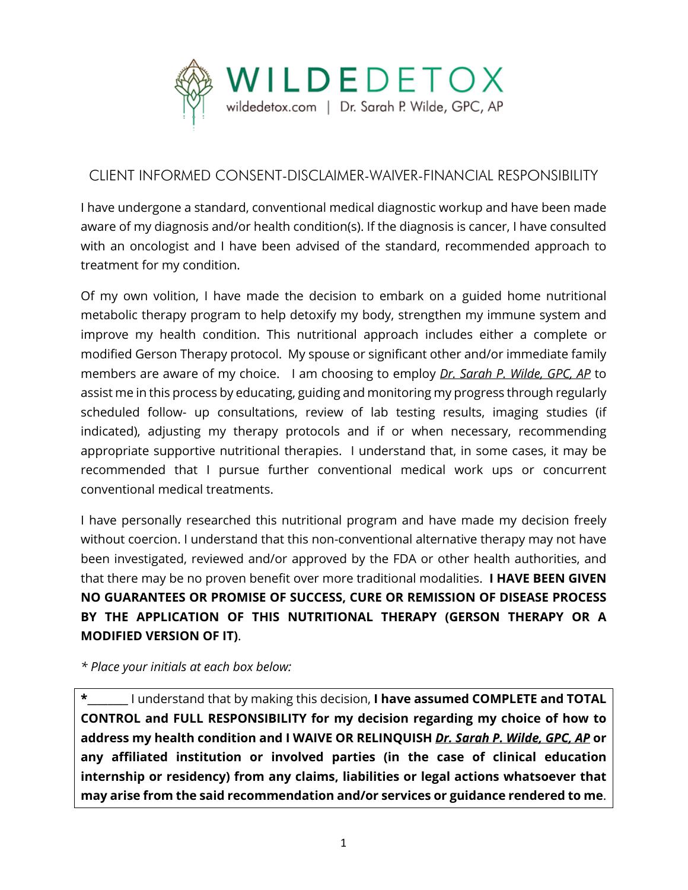WILDEDETOX
wildedetox.com | Dr. Sarah P. Wilde, GPC, AP

## CLIENT INFORMED CONSENT-DISCLAIMER-WAIVER-FINANCIAL RESPONSIBILITY

I have undergone a standard, conventional medical diagnostic workup and have been made aware of my diagnosis and/or health condition(s). If the diagnosis is cancer, I have consulted with an oncologist and I have been advised of the standard, recommended approach to treatment for my condition.

Of my own volition, I have made the decision to embark on a guided home nutritional metabolic therapy program to help detoxify my body, strengthen my immune system and improve my health condition. This nutritional approach includes either a complete or modified Gerson Therapy protocol. My spouse or significant other and/or immediate family members are aware of my choice. I am choosing to employ ***Dr. Sarah P. Wilde, GPC, AP*** to assist me in this process by educating, guiding and monitoring my progress through regularly scheduled follow- up consultations, review of lab testing results, imaging studies (if indicated), adjusting my therapy protocols and if or when necessary, recommending appropriate supportive nutritional therapies. I understand that, in some cases, it may be recommended that I pursue further conventional medical work ups or concurrent conventional medical treatments.

I have personally researched this nutritional program and have made my decision freely without coercion. I understand that this non-conventional alternative therapy may not have been investigated, reviewed and/or approved by the FDA or other health authorities, and that there may be no proven benefit over more traditional modalities. **I HAVE BEEN GIVEN NO GUARANTEES OR PROMISE OF SUCCESS, CURE OR REMISSION OF DISEASE PROCESS BY THE APPLICATION OF THIS NUTRITIONAL THERAPY (GERSON THERAPY OR A MODIFIED VERSION OF IT)**.

*\* Place your initials at each box below:*

**\***_______ I understand that by making this decision, **I have assumed COMPLETE and TOTAL CONTROL and FULL RESPONSIBILITY for my decision regarding my choice of how to address my health condition and I WAIVE OR RELINQUISH *Dr. Sarah P. Wilde, GPC, AP* or any affiliated institution or involved parties (in the case of clinical education internship or residency) from any claims, liabilities or legal actions whatsoever that may arise from the said recommendation and/or services or guidance rendered to me**.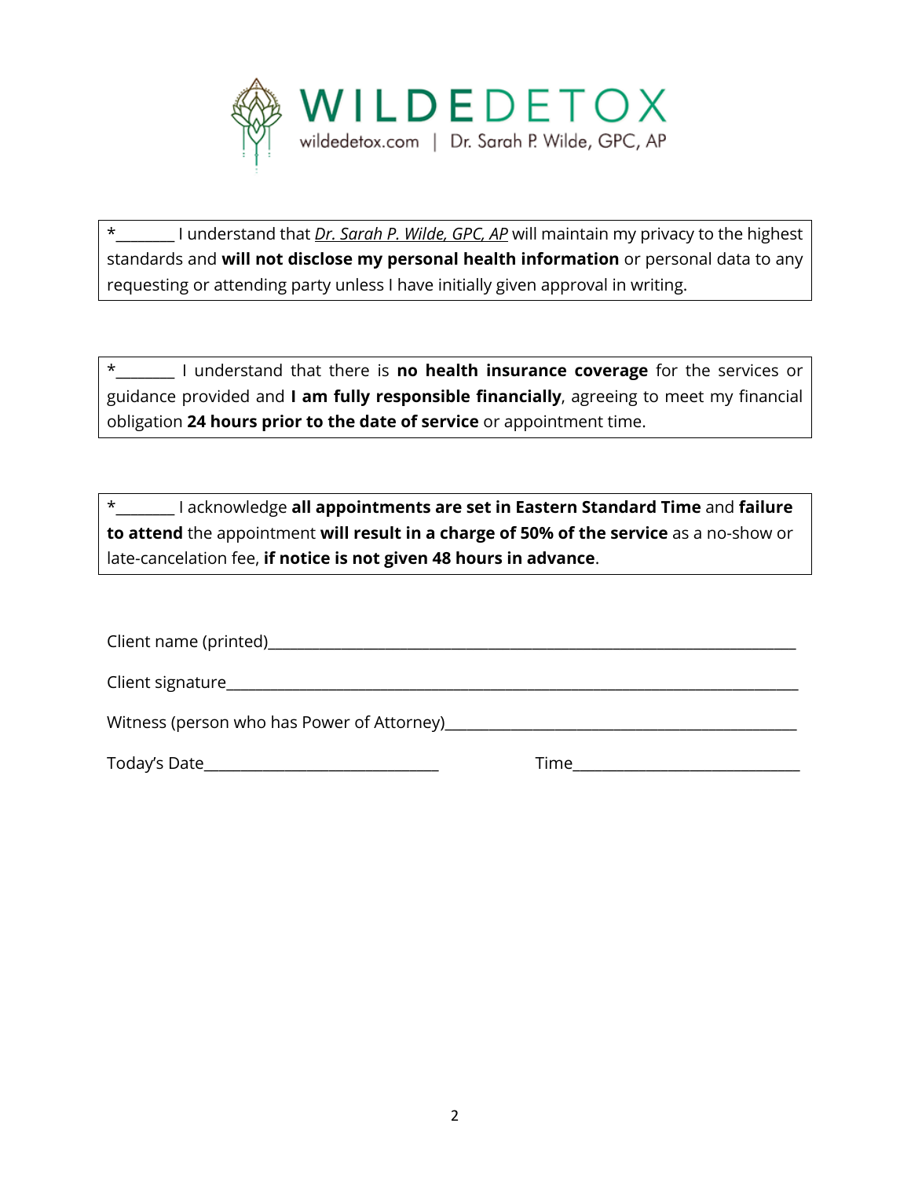**WILDEDETOX**
wildedetox.com | Dr. Sarah P. Wilde, GPC, AP

*________ I understand that *Dr. Sarah P. Wilde, GPC, AP* will maintain my privacy to the highest standards and **will not disclose my personal health information** or personal data to any requesting or attending party unless I have initially given approval in writing.

*________ I understand that there is **no health insurance coverage** for the services or guidance provided and **I am fully responsible financially**, agreeing to meet my financial obligation **24 hours prior to the date of service** or appointment time.

*________ I acknowledge **all appointments are set in Eastern Standard Time** and **failure to attend** the appointment **will result in a charge of 50% of the service** as a no-show or late-cancelation fee, **if notice is not given 48 hours in advance**.

Client name (printed)________________________________________________

Client signature____________________________________________________

Witness (person who has Power of Attorney)___________________________

Today's Date______________________ Time______________________